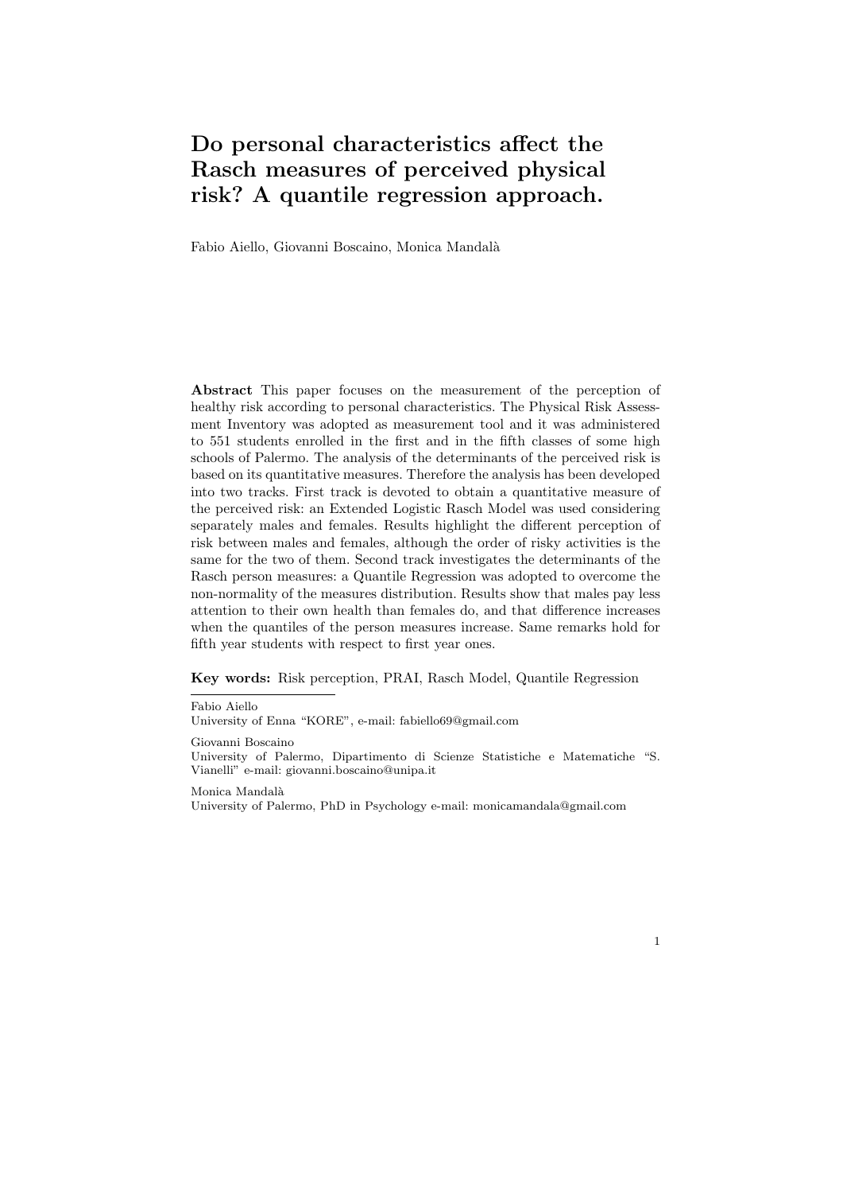# Do personal characteristics affect the Rasch measures of perceived physical risk? A quantile regression approach.

Fabio Aiello, Giovanni Boscaino, Monica Mandalà

**Abstract** This paper focuses on the measurement of the perception of healthy risk according to personal characteristics. The Physical Risk Assessment Inventory was adopted as measurement tool and it was administered to 551 students enrolled in the first and in the fifth classes of some high schools of Palermo. The analysis of the determinants of the perceived risk is based on its quantitative measures. Therefore the analysis has been developed into two tracks. First track is devoted to obtain a quantitative measure of the perceived risk: an Extended Logistic Rasch Model was used considering separately males and females. Results highlight the different perception of risk between males and females, although the order of risky activities is the same for the two of them. Second track investigates the determinants of the Rasch person measures: a Quantile Regression was adopted to overcome the non-normality of the measures distribution. Results show that males pay less attention to their own health than females do, and that difference increases when the quantiles of the person measures increase. Same remarks hold for fifth year students with respect to first year ones.

**Key words:** Risk perception, PRAI, Rasch Model, Quantile Regression

---

Fabio Aiello
University of Enna "KORE", e-mail: fabiello69@gmail.com

Giovanni Boscaino
University of Palermo, Dipartimento di Scienze Statistiche e Matematiche "S. Vianelli" e-mail: giovanni.boscaino@unipa.it

Monica Mandalà
University of Palermo, PhD in Psychology e-mail: monicamandala@gmail.com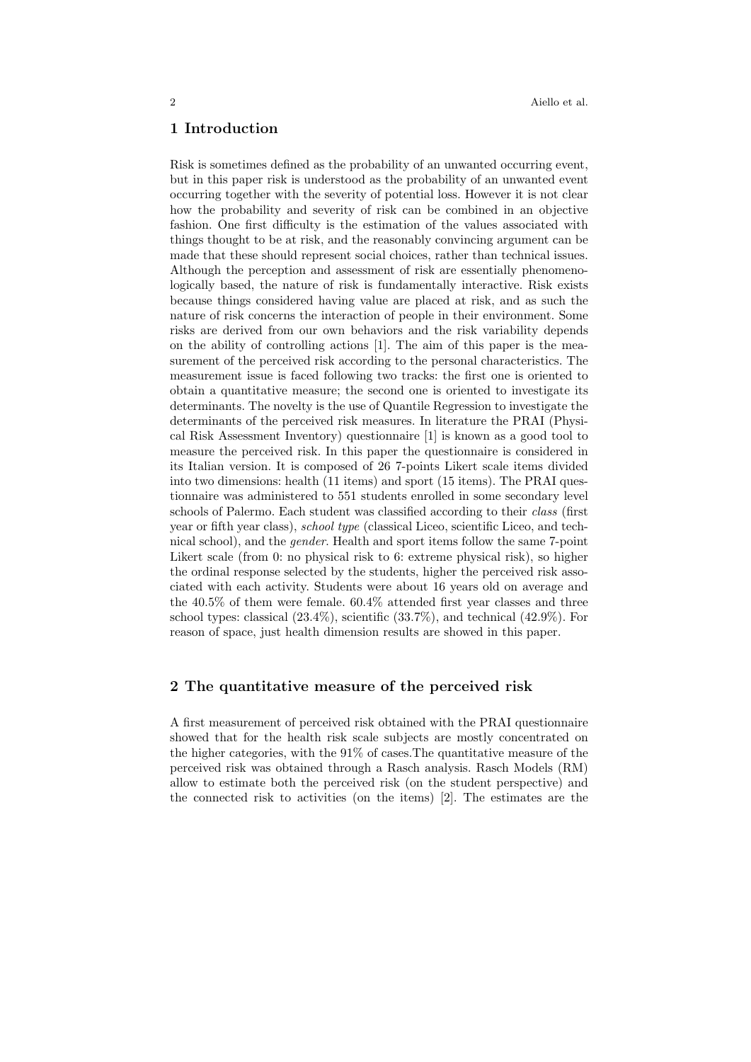## 1 Introduction

Risk is sometimes defined as the probability of an unwanted occurring event, but in this paper risk is understood as the probability of an unwanted event occurring together with the severity of potential loss. However it is not clear how the probability and severity of risk can be combined in an objective fashion. One first difficulty is the estimation of the values associated with things thought to be at risk, and the reasonably convincing argument can be made that these should represent social choices, rather than technical issues. Although the perception and assessment of risk are essentially phenomenologically based, the nature of risk is fundamentally interactive. Risk exists because things considered having value are placed at risk, and as such the nature of risk concerns the interaction of people in their environment. Some risks are derived from our own behaviors and the risk variability depends on the ability of controlling actions [1]. The aim of this paper is the measurement of the perceived risk according to the personal characteristics. The measurement issue is faced following two tracks: the first one is oriented to obtain a quantitative measure; the second one is oriented to investigate its determinants. The novelty is the use of Quantile Regression to investigate the determinants of the perceived risk measures. In literature the PRAI (Physical Risk Assessment Inventory) questionnaire [1] is known as a good tool to measure the perceived risk. In this paper the questionnaire is considered in its Italian version. It is composed of 26 7-points Likert scale items divided into two dimensions: health (11 items) and sport (15 items). The PRAI questionnaire was administered to 551 students enrolled in some secondary level schools of Palermo. Each student was classified according to their *class* (first year or fifth year class), *school type* (classical Liceo, scientific Liceo, and technical school), and the *gender*. Health and sport items follow the same 7-point Likert scale (from 0: no physical risk to 6: extreme physical risk), so higher the ordinal response selected by the students, higher the perceived risk associated with each activity. Students were about 16 years old on average and the 40.5% of them were female. 60.4% attended first year classes and three school types: classical (23.4%), scientific (33.7%), and technical (42.9%). For reason of space, just health dimension results are showed in this paper.

## 2 The quantitative measure of the perceived risk

A first measurement of perceived risk obtained with the PRAI questionnaire showed that for the health risk scale subjects are mostly concentrated on the higher categories, with the 91% of cases.The quantitative measure of the perceived risk was obtained through a Rasch analysis. Rasch Models (RM) allow to estimate both the perceived risk (on the student perspective) and the connected risk to activities (on the items) [2]. The estimates are the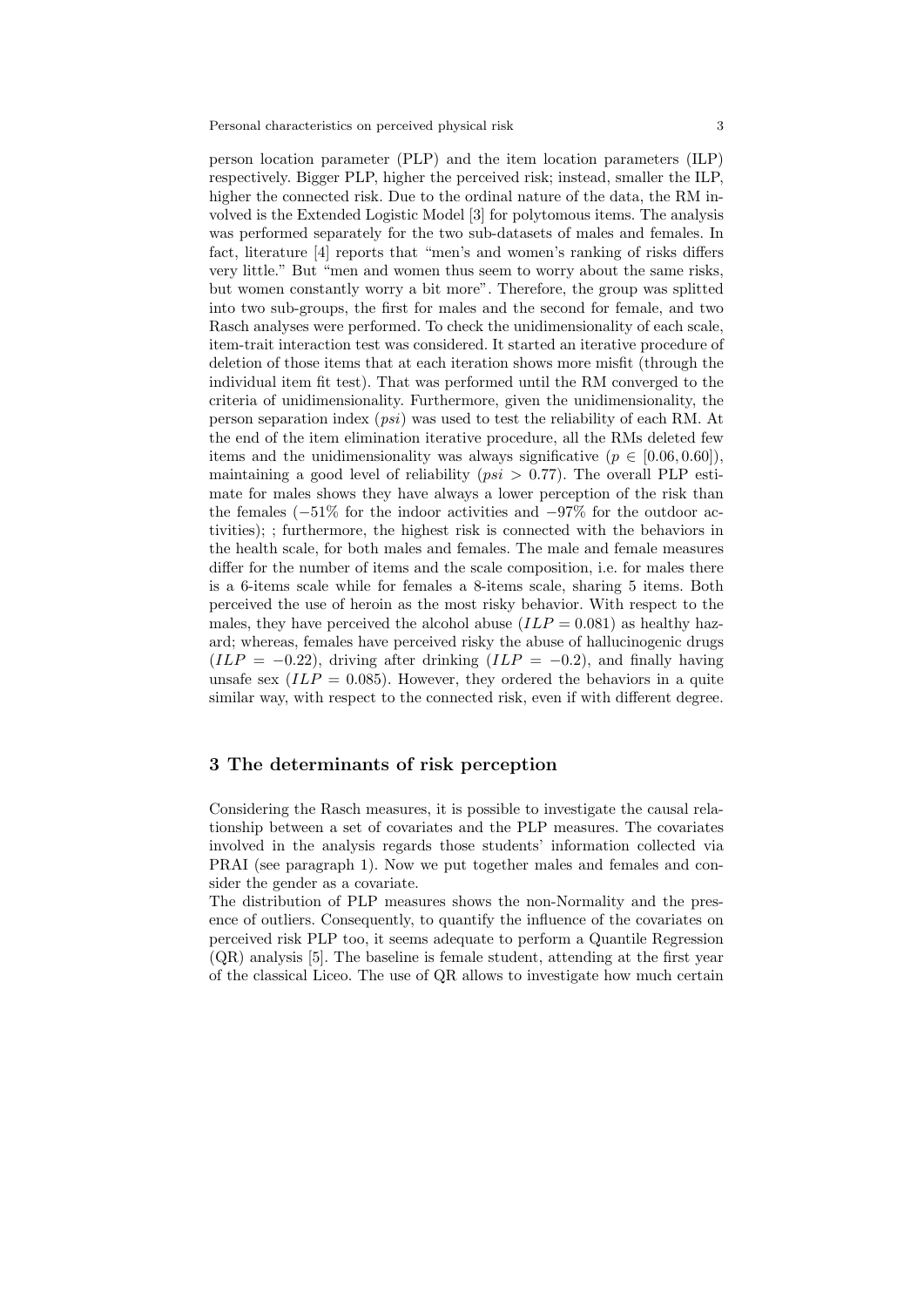person location parameter (PLP) and the item location parameters (ILP) respectively. Bigger PLP, higher the perceived risk; instead, smaller the ILP, higher the connected risk. Due to the ordinal nature of the data, the RM involved is the Extended Logistic Model [3] for polytomous items. The analysis was performed separately for the two sub-datasets of males and females. In fact, literature [4] reports that "men's and women's ranking of risks differs very little." But "men and women thus seem to worry about the same risks, but women constantly worry a bit more". Therefore, the group was splitted into two sub-groups, the first for males and the second for female, and two Rasch analyses were performed. To check the unidimensionality of each scale, item-trait interaction test was considered. It started an iterative procedure of deletion of those items that at each iteration shows more misfit (through the individual item fit test). That was performed until the RM converged to the criteria of unidimensionality. Furthermore, given the unidimensionality, the person separation index ($psi$) was used to test the reliability of each RM. At the end of the item elimination iterative procedure, all the RMs deleted few items and the unidimensionality was always significative ($p \in [0.06, 0.60]$), maintaining a good level of reliability ($psi > 0.77$). The overall PLP estimate for males shows they have always a lower perception of the risk than the females ($-51\%$ for the indoor activities and $-97\%$ for the outdoor activities); ; furthermore, the highest risk is connected with the behaviors in the health scale, for both males and females. The male and female measures differ for the number of items and the scale composition, i.e. for males there is a 6-items scale while for females a 8-items scale, sharing 5 items. Both perceived the use of heroin as the most risky behavior. With respect to the males, they have perceived the alcohol abuse ($ILP = 0.081$) as healthy hazard; whereas, females have perceived risky the abuse of hallucinogenic drugs ($ILP = -0.22$), driving after drinking ($ILP = -0.2$), and finally having unsafe sex ($ILP = 0.085$). However, they ordered the behaviors in a quite similar way, with respect to the connected risk, even if with different degree.

## 3 The determinants of risk perception

Considering the Rasch measures, it is possible to investigate the causal relationship between a set of covariates and the PLP measures. The covariates involved in the analysis regards those students' information collected via PRAI (see paragraph 1). Now we put together males and females and consider the gender as a covariate.

The distribution of PLP measures shows the non-Normality and the presence of outliers. Consequently, to quantify the influence of the covariates on perceived risk PLP too, it seems adequate to perform a Quantile Regression (QR) analysis [5]. The baseline is female student, attending at the first year of the classical Liceo. The use of QR allows to investigate how much certain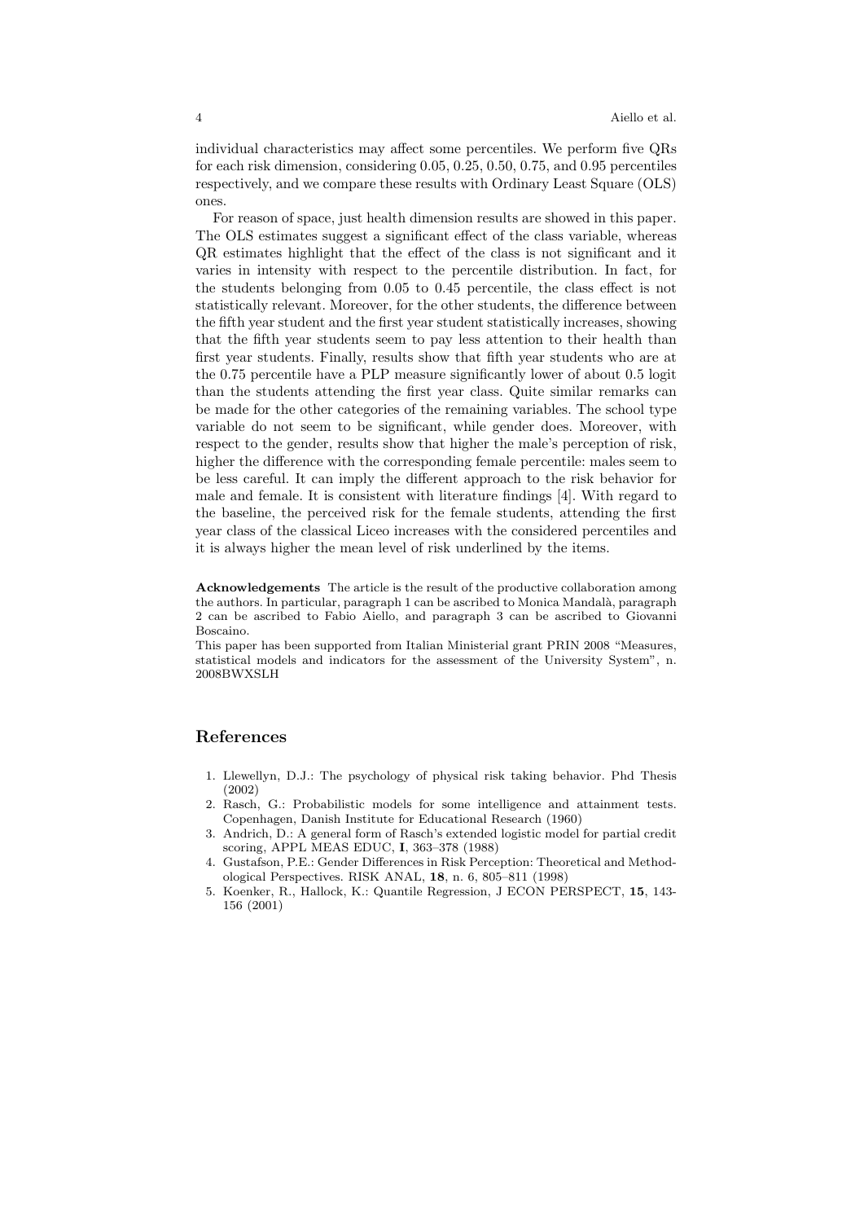individual characteristics may affect some percentiles. We perform five QRs for each risk dimension, considering 0.05, 0.25, 0.50, 0.75, and 0.95 percentiles respectively, and we compare these results with Ordinary Least Square (OLS) ones.

For reason of space, just health dimension results are showed in this paper. The OLS estimates suggest a significant effect of the class variable, whereas QR estimates highlight that the effect of the class is not significant and it varies in intensity with respect to the percentile distribution. In fact, for the students belonging from 0.05 to 0.45 percentile, the class effect is not statistically relevant. Moreover, for the other students, the difference between the fifth year student and the first year student statistically increases, showing that the fifth year students seem to pay less attention to their health than first year students. Finally, results show that fifth year students who are at the 0.75 percentile have a PLP measure significantly lower of about 0.5 logit than the students attending the first year class. Quite similar remarks can be made for the other categories of the remaining variables. The school type variable do not seem to be significant, while gender does. Moreover, with respect to the gender, results show that higher the male's perception of risk, higher the difference with the corresponding female percentile: males seem to be less careful. It can imply the different approach to the risk behavior for male and female. It is consistent with literature findings [4]. With regard to the baseline, the perceived risk for the female students, attending the first year class of the classical Liceo increases with the considered percentiles and it is always higher the mean level of risk underlined by the items.

**Acknowledgements** The article is the result of the productive collaboration among the authors. In particular, paragraph 1 can be ascribed to Monica Mandalà, paragraph 2 can be ascribed to Fabio Aiello, and paragraph 3 can be ascribed to Giovanni Boscaino.
This paper has been supported from Italian Ministerial grant PRIN 2008 "Measures, statistical models and indicators for the assessment of the University System", n. 2008BWXSLH

## References

1. Llewellyn, D.J.: The psychology of physical risk taking behavior. Phd Thesis (2002)
2. Rasch, G.: Probabilistic models for some intelligence and attainment tests. Copenhagen, Danish Institute for Educational Research (1960)
3. Andrich, D.: A general form of Rasch's extended logistic model for partial credit scoring, APPL MEAS EDUC, **I**, 363–378 (1988)
4. Gustafson, P.E.: Gender Differences in Risk Perception: Theoretical and Methodological Perspectives. RISK ANAL, **18**, n. 6, 805–811 (1998)
5. Koenker, R., Hallock, K.: Quantile Regression, J ECON PERSPECT, **15**, 143-156 (2001)